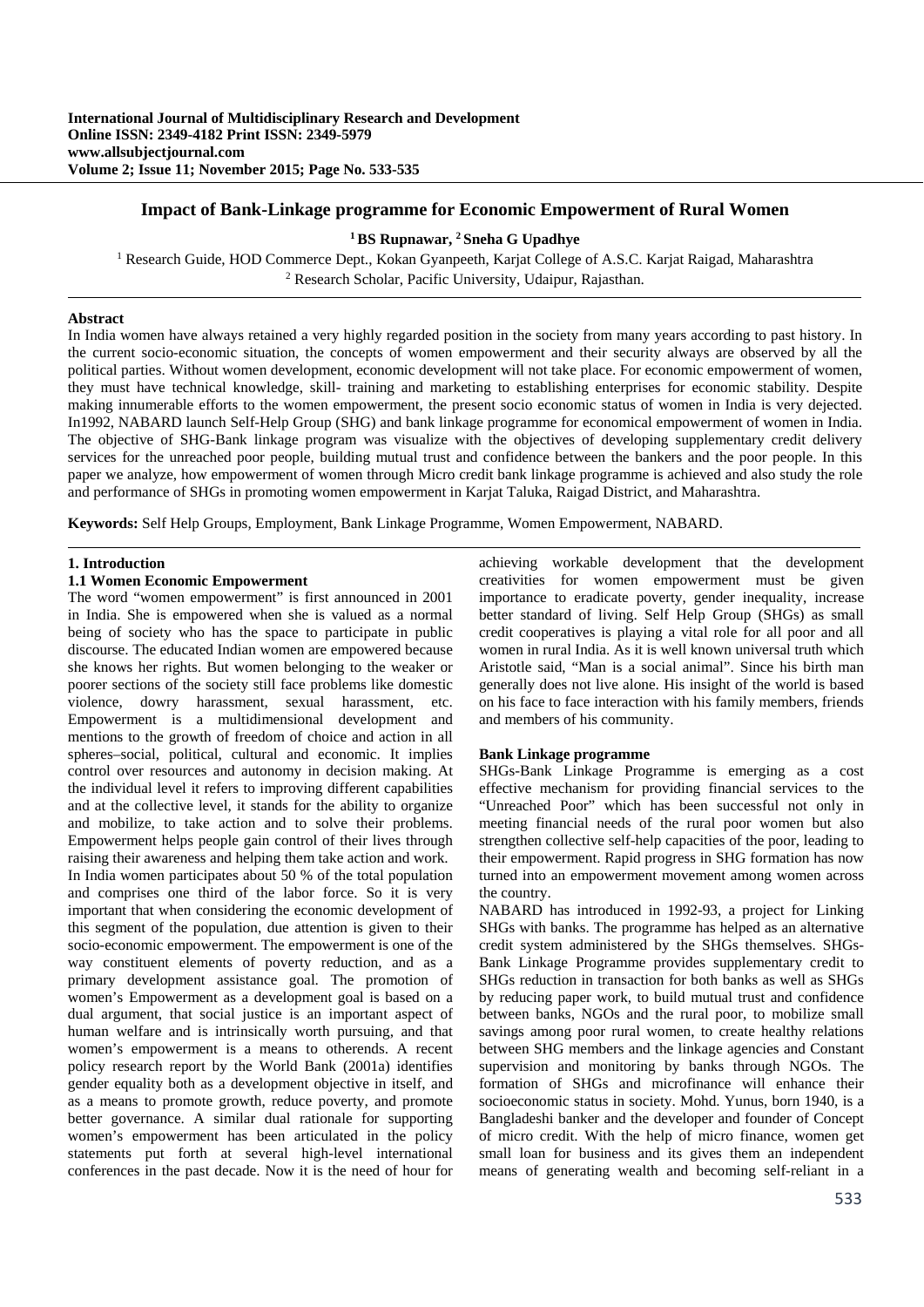# Impact of Bank-Linkage programme for Economic Empowerment of Rural Women

**[1] BS Rupnawar, [2] Sneha G Upadhye**

[1] Research Guide, HOD Commerce Dept., Kokan Gyanpeeth, Karjat College of A.S.C. Karjat Raigad, Maharashtra
[2] Research Scholar, Pacific University, Udaipur, Rajasthan.

## Abstract

In India women have always retained a very highly regarded position in the society from many years according to past history. In the current socio-economic situation, the concepts of women empowerment and their security always are observed by all the political parties. Without women development, economic development will not take place. For economic empowerment of women, they must have technical knowledge, skill- training and marketing to establishing enterprises for economic stability. Despite making innumerable efforts to the women empowerment, the present socio economic status of women in India is very dejected. In1992, NABARD launch Self-Help Group (SHG) and bank linkage programme for economical empowerment of women in India. The objective of SHG-Bank linkage program was visualize with the objectives of developing supplementary credit delivery services for the unreached poor people, building mutual trust and confidence between the bankers and the poor people. In this paper we analyze, how empowerment of women through Micro credit bank linkage programme is achieved and also study the role and performance of SHGs in promoting women empowerment in Karjat Taluka, Raigad District, and Maharashtra.

**Keywords:** Self Help Groups, Employment, Bank Linkage Programme, Women Empowerment, NABARD.

## 1. Introduction

### 1.1 Women Economic Empowerment

The word "women empowerment" is first announced in 2001 in India. She is empowered when she is valued as a normal being of society who has the space to participate in public discourse. The educated Indian women are empowered because she knows her rights. But women belonging to the weaker or poorer sections of the society still face problems like domestic violence, dowry harassment, sexual harassment, etc. Empowerment is a multidimensional development and mentions to the growth of freedom of choice and action in all spheres–social, political, cultural and economic. It implies control over resources and autonomy in decision making. At the individual level it refers to improving different capabilities and at the collective level, it stands for the ability to organize and mobilize, to take action and to solve their problems. Empowerment helps people gain control of their lives through raising their awareness and helping them take action and work.

In India women participates about 50 % of the total population and comprises one third of the labor force. So it is very important that when considering the economic development of this segment of the population, due attention is given to their socio-economic empowerment. The empowerment is one of the way constituent elements of poverty reduction, and as a primary development assistance goal. The promotion of women's Empowerment as a development goal is based on a dual argument, that social justice is an important aspect of human welfare and is intrinsically worth pursuing, and that women's empowerment is a means to otherends. A recent policy research report by the World Bank (2001a) identifies gender equality both as a development objective in itself, and as a means to promote growth, reduce poverty, and promote better governance. A similar dual rationale for supporting women's empowerment has been articulated in the policy statements put forth at several high-level international conferences in the past decade. Now it is the need of hour for achieving workable development that the development creativities for women empowerment must be given importance to eradicate poverty, gender inequality, increase better standard of living. Self Help Group (SHGs) as small credit cooperatives is playing a vital role for all poor and all women in rural India. As it is well known universal truth which Aristotle said, "Man is a social animal". Since his birth man generally does not live alone. His insight of the world is based on his face to face interaction with his family members, friends and members of his community.

### Bank Linkage programme

SHGs-Bank Linkage Programme is emerging as a cost effective mechanism for providing financial services to the "Unreached Poor" which has been successful not only in meeting financial needs of the rural poor women but also strengthen collective self-help capacities of the poor, leading to their empowerment. Rapid progress in SHG formation has now turned into an empowerment movement among women across the country.

NABARD has introduced in 1992-93, a project for Linking SHGs with banks. The programme has helped as an alternative credit system administered by the SHGs themselves. SHGs-Bank Linkage Programme provides supplementary credit to SHGs reduction in transaction for both banks as well as SHGs by reducing paper work, to build mutual trust and confidence between banks, NGOs and the rural poor, to mobilize small savings among poor rural women, to create healthy relations between SHG members and the linkage agencies and Constant supervision and monitoring by banks through NGOs. The formation of SHGs and microfinance will enhance their socioeconomic status in society. Mohd. Yunus, born 1940, is a Bangladeshi banker and the developer and founder of Concept of micro credit. With the help of micro finance, women get small loan for business and its gives them an independent means of generating wealth and becoming self-reliant in a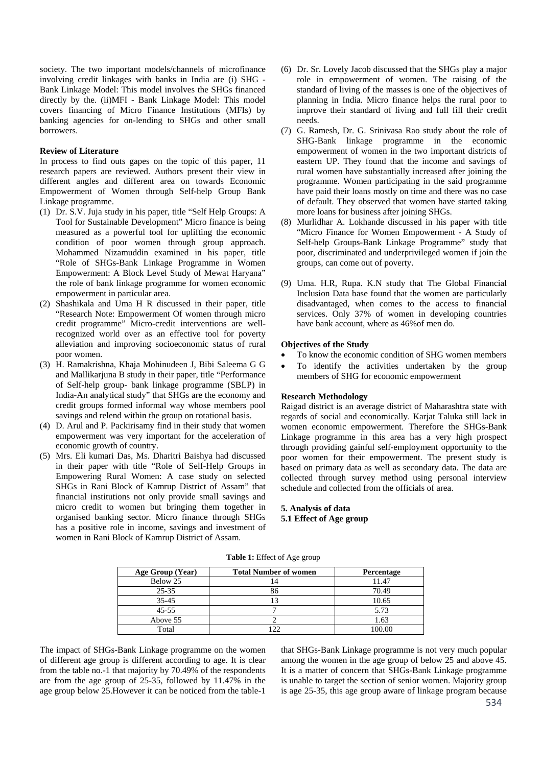society. The two important models/channels of microfinance involving credit linkages with banks in India are (i) SHG - Bank Linkage Model: This model involves the SHGs financed directly by the. (ii)MFI - Bank Linkage Model: This model covers financing of Micro Finance Institutions (MFIs) by banking agencies for on-lending to SHGs and other small borrowers.

**Review of Literature**

In process to find outs gapes on the topic of this paper, 11 research papers are reviewed. Authors present their view in different angles and different area on towards Economic Empowerment of Women through Self-help Group Bank Linkage programme.

(1) Dr. S.V. Juja study in his paper, title "Self Help Groups: A Tool for Sustainable Development" Micro finance is being measured as a powerful tool for uplifting the economic condition of poor women through group approach. Mohammed Nizamuddin examined in his paper, title "Role of SHGs-Bank Linkage Programme in Women Empowerment: A Block Level Study of Mewat Haryana" the role of bank linkage programme for women economic empowerment in particular area.
(2) Shashikala and Uma H R discussed in their paper, title "Research Note: Empowerment Of women through micro credit programme" Micro-credit interventions are well-recognized world over as an effective tool for poverty alleviation and improving socioeconomic status of rural poor women.
(3) H. Ramakrishna, Khaja Mohinudeen J, Bibi Saleema G G and Mallikarjuna B study in their paper, title "Performance of Self-help group- bank linkage programme (SBLP) in India-An analytical study" that SHGs are the economy and credit groups formed informal way whose members pool savings and relend within the group on rotational basis.
(4) D. Arul and P. Packirisamy find in their study that women empowerment was very important for the acceleration of economic growth of country.
(5) Mrs. Eli kumari Das, Ms. Dharitri Baishya had discussed in their paper with title "Role of Self-Help Groups in Empowering Rural Women: A case study on selected SHGs in Rani Block of Kamrup District of Assam" that financial institutions not only provide small savings and micro credit to women but bringing them together in organised banking sector. Micro finance through SHGs has a positive role in income, savings and investment of women in Rani Block of Kamrup District of Assam.
(6) Dr. Sr. Lovely Jacob discussed that the SHGs play a major role in empowerment of women. The raising of the standard of living of the masses is one of the objectives of planning in India. Micro finance helps the rural poor to improve their standard of living and full fill their credit needs.
(7) G. Ramesh, Dr. G. Srinivasa Rao study about the role of SHG-Bank linkage programme in the economic empowerment of women in the two important districts of eastern UP. They found that the income and savings of rural women have substantially increased after joining the programme. Women participating in the said programme have paid their loans mostly on time and there was no case of default. They observed that women have started taking more loans for business after joining SHGs.
(8) Murlidhar A. Lokhande discussed in his paper with title "Micro Finance for Women Empowerment - A Study of Self-help Groups-Bank Linkage Programme" study that poor, discriminated and underprivileged women if join the groups, can come out of poverty.
(9) Uma. H.R, Rupa. K.N study that The Global Financial Inclusion Data base found that the women are particularly disadvantaged, when comes to the access to financial services. Only 37% of women in developing countries have bank account, where as 46%of men do.

**Objectives of the Study**

- To know the economic condition of SHG women members
- To identify the activities undertaken by the group members of SHG for economic empowerment

**Research Methodology**

Raigad district is an average district of Maharashtra state with regards of social and economically. Karjat Taluka still lack in women economic empowerment. Therefore the SHGs-Bank Linkage programme in this area has a very high prospect through providing gainful self-employment opportunity to the poor women for their empowerment. The present study is based on primary data as well as secondary data. The data are collected through survey method using personal interview schedule and collected from the officials of area.

**5. Analysis of data**

**5.1 Effect of Age group**

**Table 1:** Effect of Age group

| Age Group (Year) | Total Number of women | Percentage |
|---|---|---|
| Below 25 | 14 | 11.47 |
| 25-35 | 86 | 70.49 |
| 35-45 | 13 | 10.65 |
| 45-55 | 7 | 5.73 |
| Above 55 | 2 | 1.63 |
| Total | 122 | 100.00 |

The impact of SHGs-Bank Linkage programme on the women of different age group is different according to age. It is clear from the table no.-1 that majority by 70.49% of the respondents are from the age group of 25-35, followed by 11.47% in the age group below 25.However it can be noticed from the table-1 that SHGs-Bank Linkage programme is not very much popular among the women in the age group of below 25 and above 45. It is a matter of concern that SHGs-Bank Linkage programme is unable to target the section of senior women. Majority group is age 25-35, this age group aware of linkage program because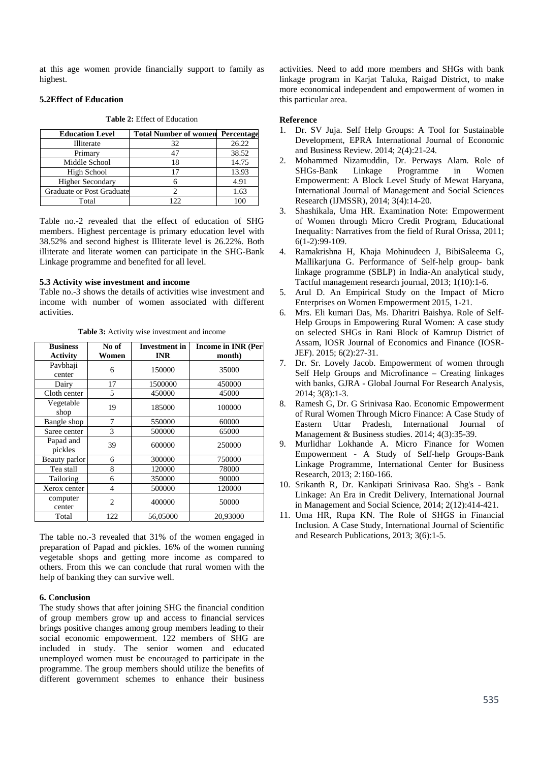at this age women provide financially support to family as highest.

### 5.2Effect of Education

**Table 2:** Effect of Education

| Education Level | Total Number of women | Percentage |
|---|---|---|
| Illiterate | 32 | 26.22 |
| Primary | 47 | 38.52 |
| Middle School | 18 | 14.75 |
| High School | 17 | 13.93 |
| Higher Secondary | 6 | 4.91 |
| Graduate or Post Graduate | 2 | 1.63 |
| Total | 122 | 100 |

Table no.-2 revealed that the effect of education of SHG members. Highest percentage is primary education level with 38.52% and second highest is Illiterate level is 26.22%. Both illiterate and literate women can participate in the SHG-Bank Linkage programme and benefited for all level.

### 5.3 Activity wise investment and income

Table no.-3 shows the details of activities wise investment and income with number of women associated with different activities.

**Table 3:** Activity wise investment and income

| Business Activity | No of Women | Investment in INR | Income in INR (Per month) |
|---|---|---|---|
| Pavbhaji center | 6 | 150000 | 35000 |
| Dairy | 17 | 1500000 | 450000 |
| Cloth center | 5 | 450000 | 45000 |
| Vegetable shop | 19 | 185000 | 100000 |
| Bangle shop | 7 | 550000 | 60000 |
| Saree center | 3 | 500000 | 65000 |
| Papad and pickles | 39 | 600000 | 250000 |
| Beauty parlor | 6 | 300000 | 750000 |
| Tea stall | 8 | 120000 | 78000 |
| Tailoring | 6 | 350000 | 90000 |
| Xerox center | 4 | 500000 | 120000 |
| computer center | 2 | 400000 | 50000 |
| Total | 122 | 56,05000 | 20,93000 |

The table no.-3 revealed that 31% of the women engaged in preparation of Papad and pickles. 16% of the women running vegetable shops and getting more income as compared to others. From this we can conclude that rural women with the help of banking they can survive well.

## 6. Conclusion

The study shows that after joining SHG the financial condition of group members grow up and access to financial services brings positive changes among group members leading to their social economic empowerment. 122 members of SHG are included in study. The senior women and educated unemployed women must be encouraged to participate in the programme. The group members should utilize the benefits of different government schemes to enhance their business activities. Need to add more members and SHGs with bank linkage program in Karjat Taluka, Raigad District, to make more economical independent and empowerment of women in this particular area.

## Reference

1. Dr. SV Juja. Self Help Groups: A Tool for Sustainable Development, EPRA International Journal of Economic and Business Review. 2014; 2(4):21-24.
2. Mohammed Nizamuddin, Dr. Perways Alam. Role of SHGs-Bank Linkage Programme in Women Empowerment: A Block Level Study of Mewat Haryana, International Journal of Management and Social Sciences Research (IJMSSR), 2014; 3(4):14-20.
3. Shashikala, Uma HR. Examination Note: Empowerment of Women through Micro Credit Program, Educational Inequality: Narratives from the field of Rural Orissa, 2011; 6(1-2):99-109.
4. Ramakrishna H, Khaja Mohinudeen J, BibiSaleema G, Mallikarjuna G. Performance of Self-help group- bank linkage programme (SBLP) in India-An analytical study, Tactful management research journal, 2013; 1(10):1-6.
5. Arul D. An Empirical Study on the Impact of Micro Enterprises on Women Empowerment 2015, 1-21.
6. Mrs. Eli kumari Das, Ms. Dharitri Baishya. Role of Self-Help Groups in Empowering Rural Women: A case study on selected SHGs in Rani Block of Kamrup District of Assam, IOSR Journal of Economics and Finance (IOSR-JEF). 2015; 6(2):27-31.
7. Dr. Sr. Lovely Jacob. Empowerment of women through Self Help Groups and Microfinance – Creating linkages with banks, GJRA - Global Journal For Research Analysis, 2014; 3(8):1-3.
8. Ramesh G, Dr. G Srinivasa Rao. Economic Empowerment of Rural Women Through Micro Finance: A Case Study of Eastern Uttar Pradesh, International Journal of Management & Business studies. 2014; 4(3):35-39.
9. Murlidhar Lokhande A. Micro Finance for Women Empowerment - A Study of Self-help Groups-Bank Linkage Programme, International Center for Business Research, 2013; 2:160-166.
10. Srikanth R, Dr. Kankipati Srinivasa Rao. Shg's - Bank Linkage: An Era in Credit Delivery, International Journal in Management and Social Science, 2014; 2(12):414-421.
11. Uma HR, Rupa KN. The Role of SHGS in Financial Inclusion. A Case Study, International Journal of Scientific and Research Publications, 2013; 3(6):1-5.